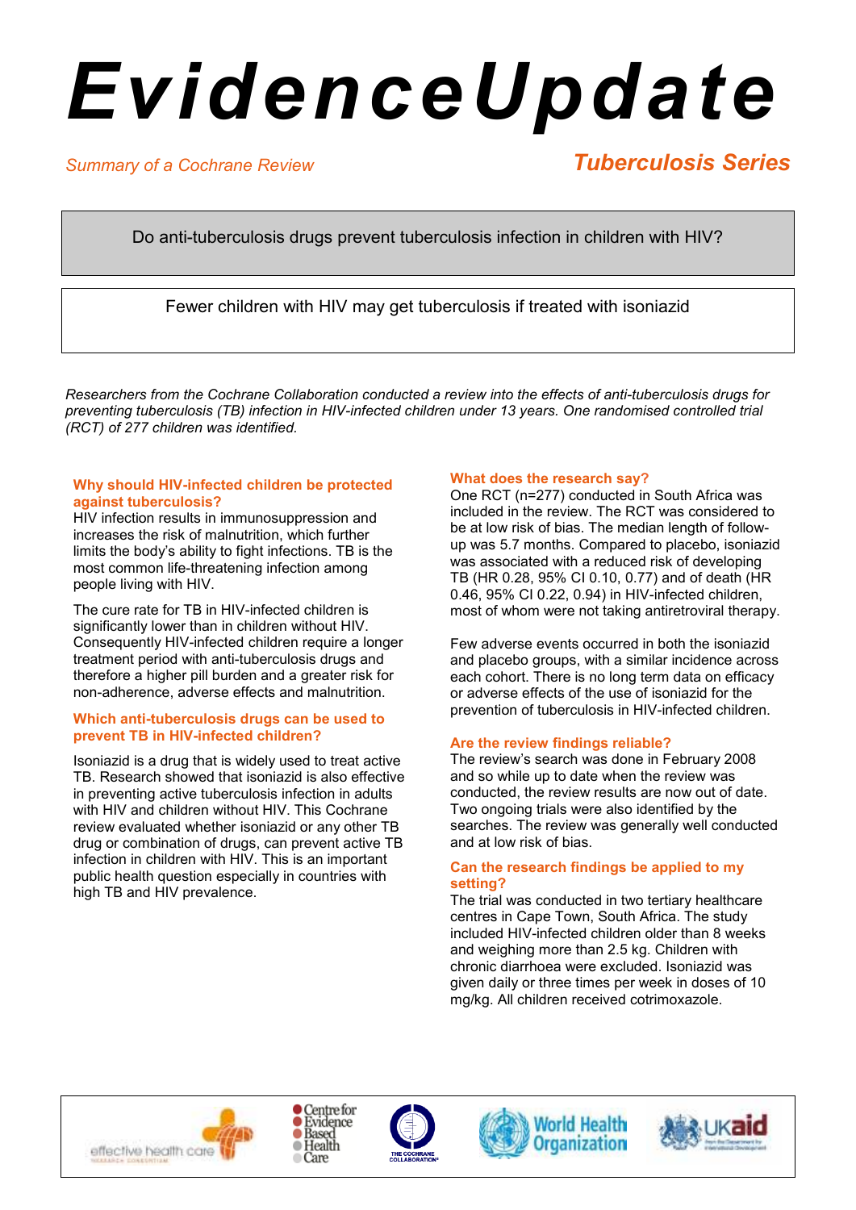# EvidenceUpdate

*Summary of a Cochrane Review*

***Tuberculosis Series***

Do anti-tuberculosis drugs prevent tuberculosis infection in children with HIV?

Fewer children with HIV may get tuberculosis if treated with isoniazid

*Researchers from the Cochrane Collaboration conducted a review into the effects of anti-tuberculosis drugs for preventing tuberculosis (TB) infection in HIV-infected children under 13 years. One randomised controlled trial (RCT) of 277 children was identified.*

### Why should HIV-infected children be protected against tuberculosis?

HIV infection results in immunosuppression and increases the risk of malnutrition, which further limits the body's ability to fight infections. TB is the most common life-threatening infection among people living with HIV.

The cure rate for TB in HIV-infected children is significantly lower than in children without HIV. Consequently HIV-infected children require a longer treatment period with anti-tuberculosis drugs and therefore a higher pill burden and a greater risk for non-adherence, adverse effects and malnutrition.

### Which anti-tuberculosis drugs can be used to prevent TB in HIV-infected children?

Isoniazid is a drug that is widely used to treat active TB. Research showed that isoniazid is also effective in preventing active tuberculosis infection in adults with HIV and children without HIV. This Cochrane review evaluated whether isoniazid or any other TB drug or combination of drugs, can prevent active TB infection in children with HIV. This is an important public health question especially in countries with high TB and HIV prevalence.

### What does the research say?

One RCT (n=277) conducted in South Africa was included in the review. The RCT was considered to be at low risk of bias. The median length of follow-up was 5.7 months. Compared to placebo, isoniazid was associated with a reduced risk of developing TB (HR 0.28, 95% CI 0.10, 0.77) and of death (HR 0.46, 95% CI 0.22, 0.94) in HIV-infected children, most of whom were not taking antiretroviral therapy.

Few adverse events occurred in both the isoniazid and placebo groups, with a similar incidence across each cohort. There is no long term data on efficacy or adverse effects of the use of isoniazid for the prevention of tuberculosis in HIV-infected children.

### Are the review findings reliable?

The review's search was done in February 2008 and so while up to date when the review was conducted, the review results are now out of date. Two ongoing trials were also identified by the searches. The review was generally well conducted and at low risk of bias.

### Can the research findings be applied to my setting?

The trial was conducted in two tertiary healthcare centres in Cape Town, South Africa. The study included HIV-infected children older than 8 weeks and weighing more than 2.5 kg. Children with chronic diarrhoea were excluded. Isoniazid was given daily or three times per week in doses of 10 mg/kg. All children received cotrimoxazole.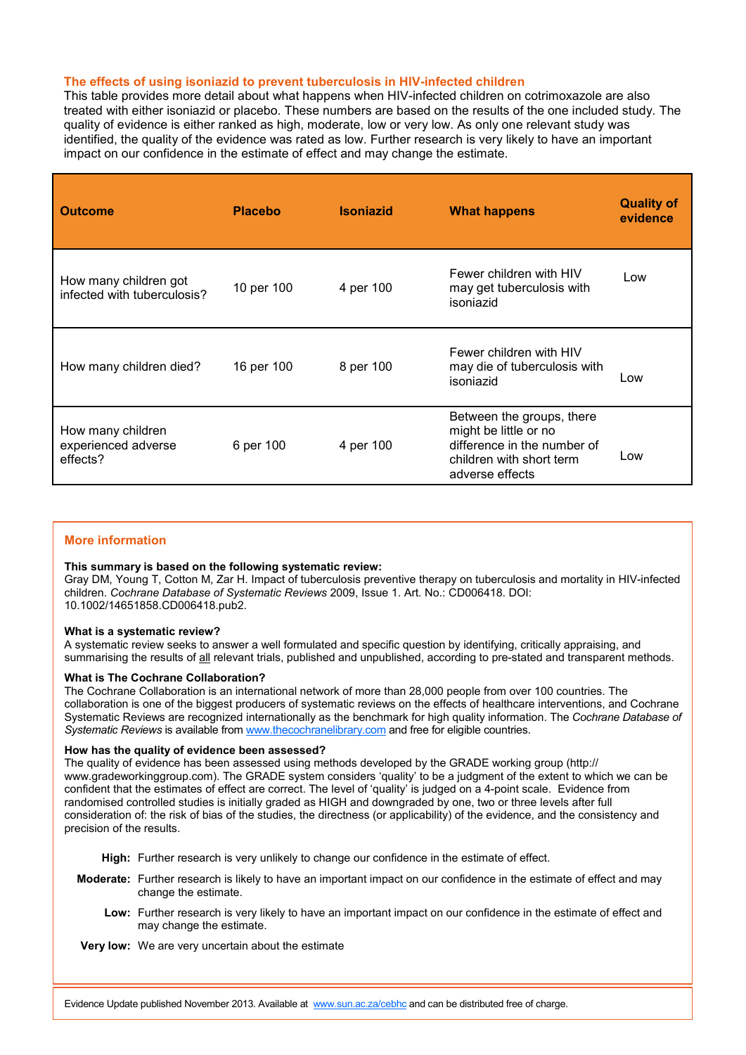## The effects of using isoniazid to prevent tuberculosis in HIV-infected children

This table provides more detail about what happens when HIV-infected children on cotrimoxazole are also treated with either isoniazid or placebo. These numbers are based on the results of the one included study. The quality of evidence is either ranked as high, moderate, low or very low. As only one relevant study was identified, the quality of the evidence was rated as low. Further research is very likely to have an important impact on our confidence in the estimate of effect and may change the estimate.

| Outcome | Placebo | Isoniazid | What happens | Quality of evidence |
|---|---|---|---|---|
| How many children got infected with tuberculosis? | 10 per 100 | 4 per 100 | Fewer children with HIV may get tuberculosis with isoniazid | Low |
| How many children died? | 16 per 100 | 8 per 100 | Fewer children with HIV may die of tuberculosis with isoniazid | Low |
| How many children experienced adverse effects? | 6 per 100 | 4 per 100 | Between the groups, there might be little or no difference in the number of children with short term adverse effects | Low |

## More information

**This summary is based on the following systematic review:**
Gray DM, Young T, Cotton M, Zar H. Impact of tuberculosis preventive therapy on tuberculosis and mortality in HIV-infected children. *Cochrane Database of Systematic Reviews* 2009, Issue 1. Art. No.: CD006418. DOI: 10.1002/14651858.CD006418.pub2.

**What is a systematic review?**
A systematic review seeks to answer a well formulated and specific question by identifying, critically appraising, and summarising the results of all relevant trials, published and unpublished, according to pre-stated and transparent methods.

**What is The Cochrane Collaboration?**
The Cochrane Collaboration is an international network of more than 28,000 people from over 100 countries. The collaboration is one of the biggest producers of systematic reviews on the effects of healthcare interventions, and Cochrane Systematic Reviews are recognized internationally as the benchmark for high quality information. The *Cochrane Database of Systematic Reviews* is available from www.thecochranelibrary.com and free for eligible countries.

**How has the quality of evidence been assessed?**
The quality of evidence has been assessed using methods developed by the GRADE working group (http://www.gradeworkinggroup.com). The GRADE system considers 'quality' to be a judgment of the extent to which we can be confident that the estimates of effect are correct. The level of 'quality' is judged on a 4-point scale. Evidence from randomised controlled studies is initially graded as HIGH and downgraded by one, two or three levels after full consideration of: the risk of bias of the studies, the directness (or applicability) of the evidence, and the consistency and precision of the results.

**High:** Further research is very unlikely to change our confidence in the estimate of effect.

**Moderate:** Further research is likely to have an important impact on our confidence in the estimate of effect and may change the estimate.

**Low:** Further research is very likely to have an important impact on our confidence in the estimate of effect and may change the estimate.

**Very low:** We are very uncertain about the estimate

Evidence Update published November 2013. Available at www.sun.ac.za/cebhc and can be distributed free of charge.